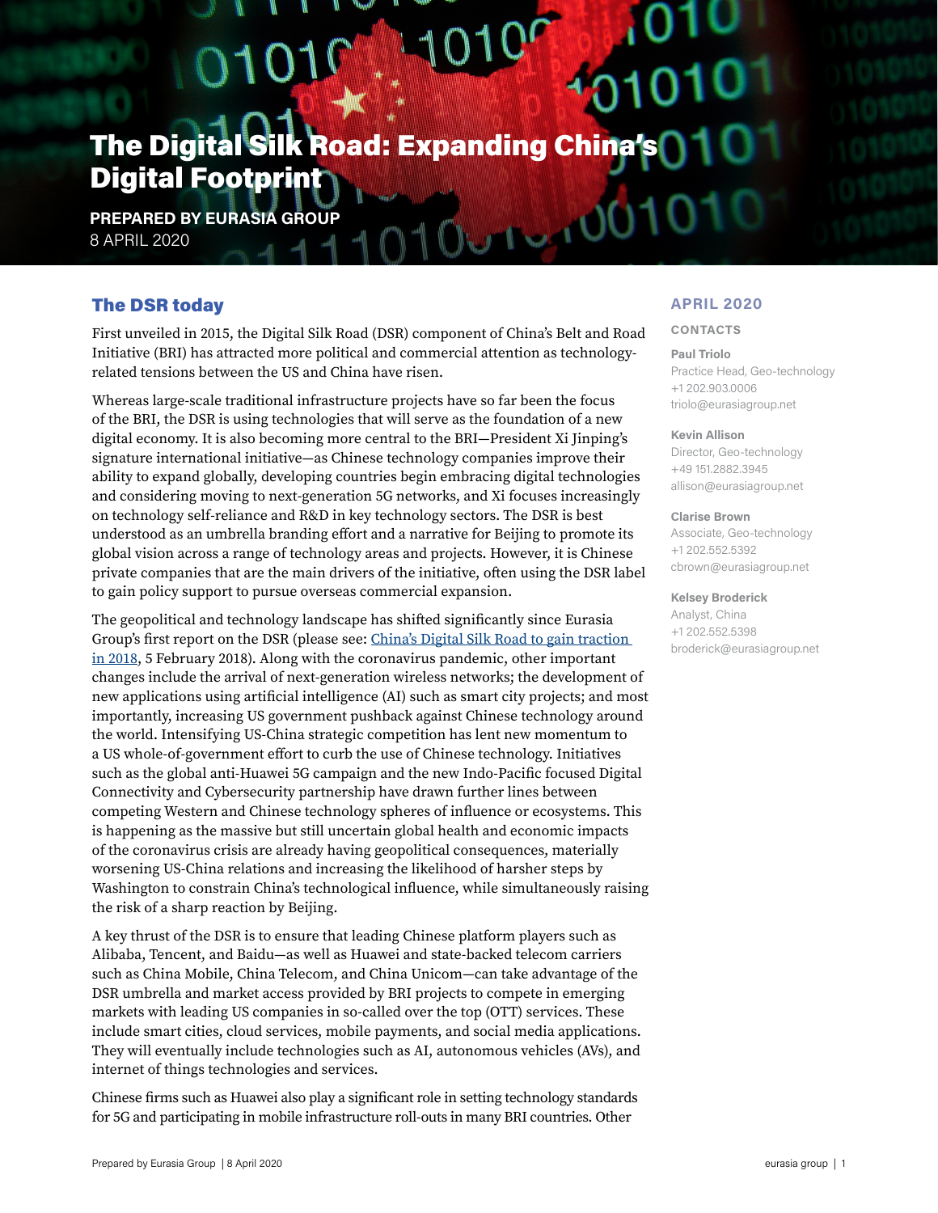# The Digital Silk Road: Expanding China's Digital Footprint

**PREPARED BY EURASIA GROUP**
8 APRIL 2020

**APRIL 2020**

**CONTACTS**

**Paul Triolo**
Practice Head, Geo-technology
+1 202.903.0006
triolo@eurasiagroup.net

**Kevin Allison**
Director, Geo-technology
+49 151.2882.3945
allison@eurasiagroup.net

**Clarise Brown**
Associate, Geo-technology
+1 202.552.5392
cbrown@eurasiagroup.net

**Kelsey Broderick**
Analyst, China
+1 202.552.5398
broderick@eurasiagroup.net

## The DSR today

First unveiled in 2015, the Digital Silk Road (DSR) component of China's Belt and Road Initiative (BRI) has attracted more political and commercial attention as technology-related tensions between the US and China have risen.

Whereas large-scale traditional infrastructure projects have so far been the focus of the BRI, the DSR is using technologies that will serve as the foundation of a new digital economy. It is also becoming more central to the BRI—President Xi Jinping's signature international initiative—as Chinese technology companies improve their ability to expand globally, developing countries begin embracing digital technologies and considering moving to next-generation 5G networks, and Xi focuses increasingly on technology self-reliance and R&D in key technology sectors. The DSR is best understood as an umbrella branding effort and a narrative for Beijing to promote its global vision across a range of technology areas and projects. However, it is Chinese private companies that are the main drivers of the initiative, often using the DSR label to gain policy support to pursue overseas commercial expansion.

The geopolitical and technology landscape has shifted significantly since Eurasia Group's first report on the DSR (please see: China's Digital Silk Road to gain traction in 2018, 5 February 2018). Along with the coronavirus pandemic, other important changes include the arrival of next-generation wireless networks; the development of new applications using artificial intelligence (AI) such as smart city projects; and most importantly, increasing US government pushback against Chinese technology around the world. Intensifying US-China strategic competition has lent new momentum to a US whole-of-government effort to curb the use of Chinese technology. Initiatives such as the global anti-Huawei 5G campaign and the new Indo-Pacific focused Digital Connectivity and Cybersecurity partnership have drawn further lines between competing Western and Chinese technology spheres of influence or ecosystems. This is happening as the massive but still uncertain global health and economic impacts of the coronavirus crisis are already having geopolitical consequences, materially worsening US-China relations and increasing the likelihood of harsher steps by Washington to constrain China's technological influence, while simultaneously raising the risk of a sharp reaction by Beijing.

A key thrust of the DSR is to ensure that leading Chinese platform players such as Alibaba, Tencent, and Baidu—as well as Huawei and state-backed telecom carriers such as China Mobile, China Telecom, and China Unicom—can take advantage of the DSR umbrella and market access provided by BRI projects to compete in emerging markets with leading US companies in so-called over the top (OTT) services. These include smart cities, cloud services, mobile payments, and social media applications. They will eventually include technologies such as AI, autonomous vehicles (AVs), and internet of things technologies and services.

Chinese firms such as Huawei also play a significant role in setting technology standards for 5G and participating in mobile infrastructure roll-outs in many BRI countries. Other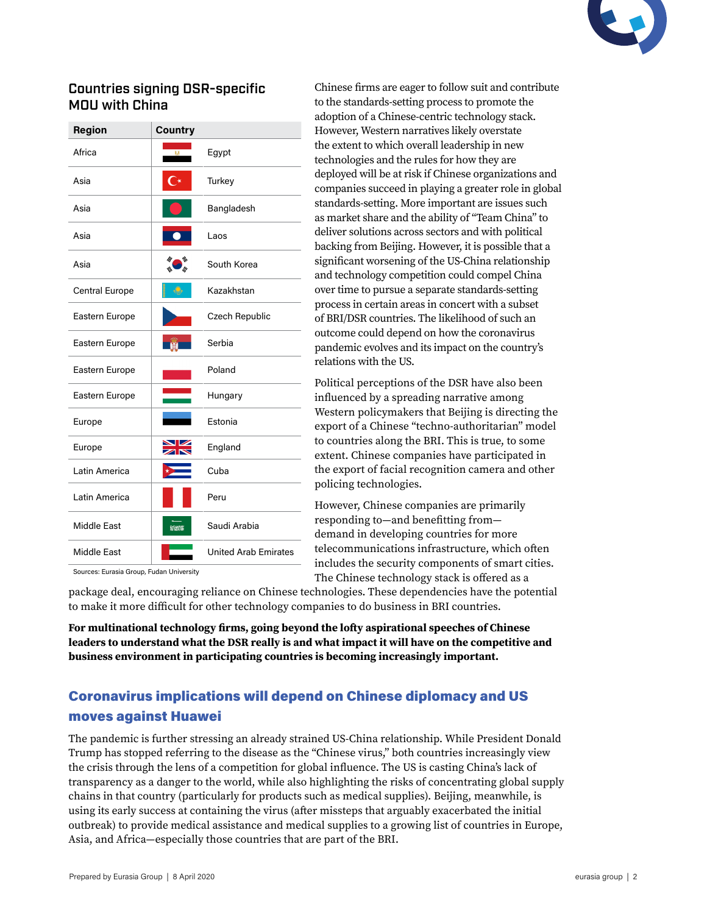### Countries signing DSR-specific MOU with China

| Region | Country |
|---|---|
| Africa | Egypt |
| Asia | Turkey |
| Asia | Bangladesh |
| Asia | Laos |
| Asia | South Korea |
| Central Europe | Kazakhstan |
| Eastern Europe | Czech Republic |
| Eastern Europe | Serbia |
| Eastern Europe | Poland |
| Eastern Europe | Hungary |
| Europe | Estonia |
| Europe | England |
| Latin America | Cuba |
| Latin America | Peru |
| Middle East | Saudi Arabia |
| Middle East | United Arab Emirates |

Sources: Eurasia Group, Fudan University

Chinese firms are eager to follow suit and contribute to the standards-setting process to promote the adoption of a Chinese-centric technology stack. However, Western narratives likely overstate the extent to which overall leadership in new technologies and the rules for how they are deployed will be at risk if Chinese organizations and companies succeed in playing a greater role in global standards-setting. More important are issues such as market share and the ability of "Team China" to deliver solutions across sectors and with political backing from Beijing. However, it is possible that a significant worsening of the US-China relationship and technology competition could compel China over time to pursue a separate standards-setting process in certain areas in concert with a subset of BRI/DSR countries. The likelihood of such an outcome could depend on how the coronavirus pandemic evolves and its impact on the country's relations with the US.

Political perceptions of the DSR have also been influenced by a spreading narrative among Western policymakers that Beijing is directing the export of a Chinese "techno-authoritarian" model to countries along the BRI. This is true, to some extent. Chinese companies have participated in the export of facial recognition camera and other policing technologies.

However, Chinese companies are primarily responding to—and benefitting from—demand in developing countries for more telecommunications infrastructure, which often includes the security components of smart cities. The Chinese technology stack is offered as a package deal, encouraging reliance on Chinese technologies. These dependencies have the potential to make it more difficult for other technology companies to do business in BRI countries.

**For multinational technology firms, going beyond the lofty aspirational speeches of Chinese leaders to understand what the DSR really is and what impact it will have on the competitive and business environment in participating countries is becoming increasingly important.**

## Coronavirus implications will depend on Chinese diplomacy and US moves against Huawei

The pandemic is further stressing an already strained US-China relationship. While President Donald Trump has stopped referring to the disease as the "Chinese virus," both countries increasingly view the crisis through the lens of a competition for global influence. The US is casting China's lack of transparency as a danger to the world, while also highlighting the risks of concentrating global supply chains in that country (particularly for products such as medical supplies). Beijing, meanwhile, is using its early success at containing the virus (after missteps that arguably exacerbated the initial outbreak) to provide medical assistance and medical supplies to a growing list of countries in Europe, Asia, and Africa—especially those countries that are part of the BRI.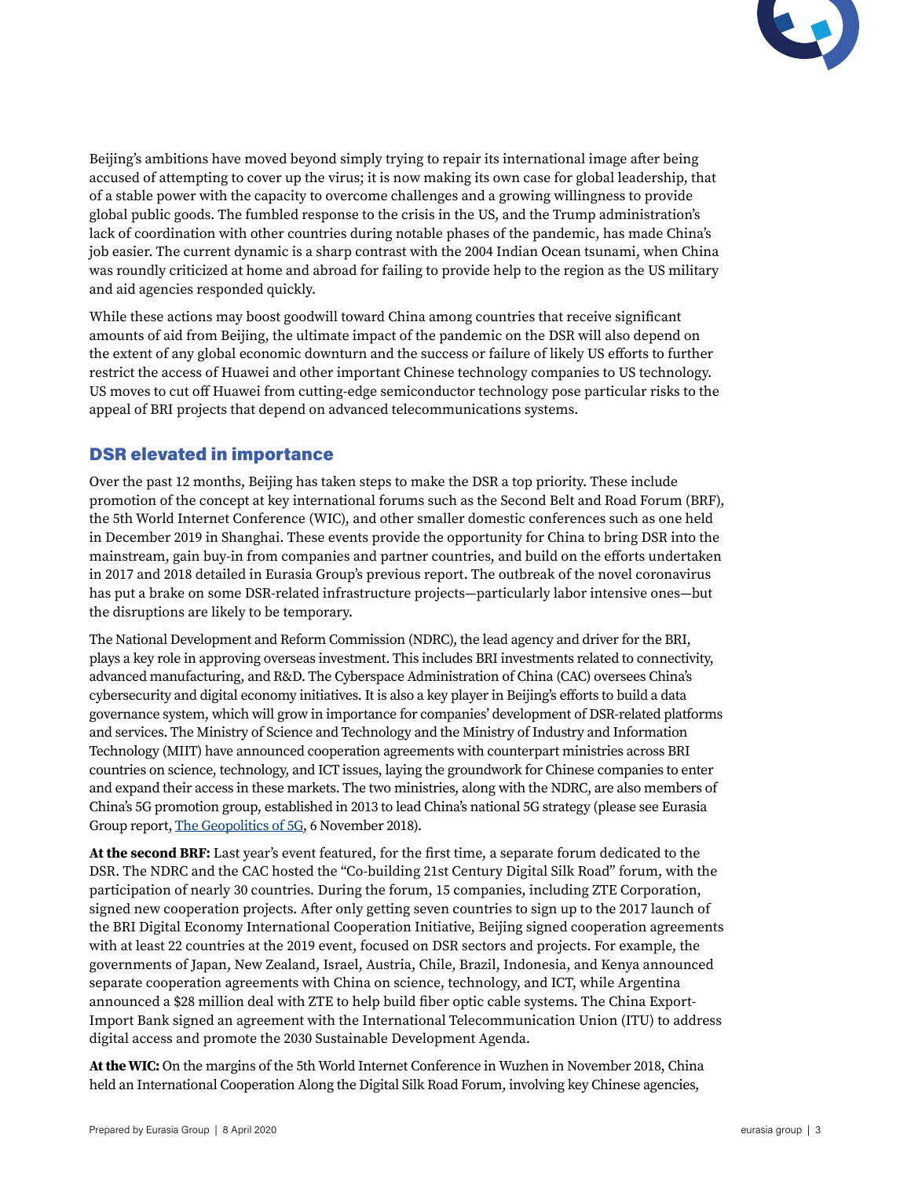Beijing's ambitions have moved beyond simply trying to repair its international image after being accused of attempting to cover up the virus; it is now making its own case for global leadership, that of a stable power with the capacity to overcome challenges and a growing willingness to provide global public goods. The fumbled response to the crisis in the US, and the Trump administration's lack of coordination with other countries during notable phases of the pandemic, has made China's job easier. The current dynamic is a sharp contrast with the 2004 Indian Ocean tsunami, when China was roundly criticized at home and abroad for failing to provide help to the region as the US military and aid agencies responded quickly.

While these actions may boost goodwill toward China among countries that receive significant amounts of aid from Beijing, the ultimate impact of the pandemic on the DSR will also depend on the extent of any global economic downturn and the success or failure of likely US efforts to further restrict the access of Huawei and other important Chinese technology companies to US technology. US moves to cut off Huawei from cutting-edge semiconductor technology pose particular risks to the appeal of BRI projects that depend on advanced telecommunications systems.

## DSR elevated in importance

Over the past 12 months, Beijing has taken steps to make the DSR a top priority. These include promotion of the concept at key international forums such as the Second Belt and Road Forum (BRF), the 5th World Internet Conference (WIC), and other smaller domestic conferences such as one held in December 2019 in Shanghai. These events provide the opportunity for China to bring DSR into the mainstream, gain buy-in from companies and partner countries, and build on the efforts undertaken in 2017 and 2018 detailed in Eurasia Group's previous report. The outbreak of the novel coronavirus has put a brake on some DSR-related infrastructure projects—particularly labor intensive ones—but the disruptions are likely to be temporary.

The National Development and Reform Commission (NDRC), the lead agency and driver for the BRI, plays a key role in approving overseas investment. This includes BRI investments related to connectivity, advanced manufacturing, and R&D. The Cyberspace Administration of China (CAC) oversees China's cybersecurity and digital economy initiatives. It is also a key player in Beijing's efforts to build a data governance system, which will grow in importance for companies' development of DSR-related platforms and services. The Ministry of Science and Technology and the Ministry of Industry and Information Technology (MIIT) have announced cooperation agreements with counterpart ministries across BRI countries on science, technology, and ICT issues, laying the groundwork for Chinese companies to enter and expand their access in these markets. The two ministries, along with the NDRC, are also members of China's 5G promotion group, established in 2013 to lead China's national 5G strategy (please see Eurasia Group report, The Geopolitics of 5G, 6 November 2018).

**At the second BRF:** Last year's event featured, for the first time, a separate forum dedicated to the DSR. The NDRC and the CAC hosted the "Co-building 21st Century Digital Silk Road" forum, with the participation of nearly 30 countries. During the forum, 15 companies, including ZTE Corporation, signed new cooperation projects. After only getting seven countries to sign up to the 2017 launch of the BRI Digital Economy International Cooperation Initiative, Beijing signed cooperation agreements with at least 22 countries at the 2019 event, focused on DSR sectors and projects. For example, the governments of Japan, New Zealand, Israel, Austria, Chile, Brazil, Indonesia, and Kenya announced separate cooperation agreements with China on science, technology, and ICT, while Argentina announced a $28 million deal with ZTE to help build fiber optic cable systems. The China Export-Import Bank signed an agreement with the International Telecommunication Union (ITU) to address digital access and promote the 2030 Sustainable Development Agenda.

**At the WIC:** On the margins of the 5th World Internet Conference in Wuzhen in November 2018, China held an International Cooperation Along the Digital Silk Road Forum, involving key Chinese agencies,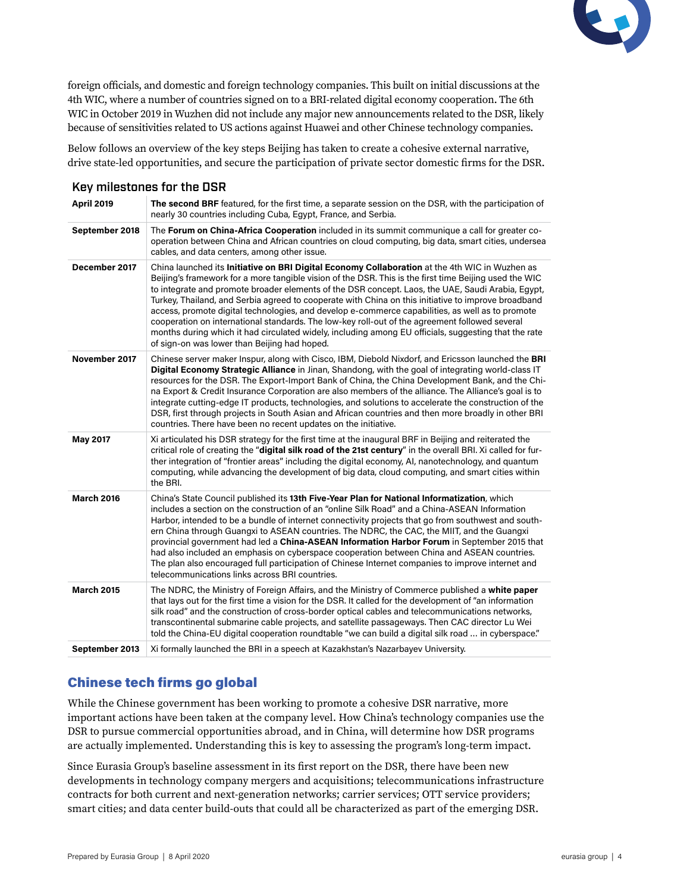foreign officials, and domestic and foreign technology companies. This built on initial discussions at the 4th WIC, where a number of countries signed on to a BRI-related digital economy cooperation. The 6th WIC in October 2019 in Wuzhen did not include any major new announcements related to the DSR, likely because of sensitivities related to US actions against Huawei and other Chinese technology companies.

Below follows an overview of the key steps Beijing has taken to create a cohesive external narrative, drive state-led opportunities, and secure the participation of private sector domestic firms for the DSR.

### Key milestones for the DSR

| | |
|---|---|
| **April 2019** | **The second BRF** featured, for the first time, a separate session on the DSR, with the participation of nearly 30 countries including Cuba, Egypt, France, and Serbia. |
| **September 2018** | The **Forum on China-Africa Cooperation** included in its summit communique a call for greater co-operation between China and African countries on cloud computing, big data, smart cities, undersea cables, and data centers, among other issue. |
| **December 2017** | China launched its **Initiative on BRI Digital Economy Collaboration** at the 4th WIC in Wuzhen as Beijing's framework for a more tangible vision of the DSR. This is the first time Beijing used the WIC to integrate and promote broader elements of the DSR concept. Laos, the UAE, Saudi Arabia, Egypt, Turkey, Thailand, and Serbia agreed to cooperate with China on this initiative to improve broadband access, promote digital technologies, and develop e-commerce capabilities, as well as to promote cooperation on international standards. The low-key roll-out of the agreement followed several months during which it had circulated widely, including among EU officials, suggesting that the rate of sign-on was lower than Beijing had hoped. |
| **November 2017** | Chinese server maker Inspur, along with Cisco, IBM, Diebold Nixdorf, and Ericsson launched the **BRI Digital Economy Strategic Alliance** in Jinan, Shandong, with the goal of integrating world-class IT resources for the DSR. The Export-Import Bank of China, the China Development Bank, and the China Export & Credit Insurance Corporation are also members of the alliance. The Alliance's goal is to integrate cutting-edge IT products, technologies, and solutions to accelerate the construction of the DSR, first through projects in South Asian and African countries and then more broadly in other BRI countries. There have been no recent updates on the initiative. |
| **May 2017** | Xi articulated his DSR strategy for the first time at the inaugural BRF in Beijing and reiterated the critical role of creating the "**digital silk road of the 21st century**" in the overall BRI. Xi called for further integration of "frontier areas" including the digital economy, AI, nanotechnology, and quantum computing, while advancing the development of big data, cloud computing, and smart cities within the BRI. |
| **March 2016** | China's State Council published its **13th Five-Year Plan for National Informatization**, which includes a section on the construction of an "online Silk Road" and a China-ASEAN Information Harbor, intended to be a bundle of internet connectivity projects that go from southwest and southern China through Guangxi to ASEAN countries. The NDRC, the CAC, the MIIT, and the Guangxi provincial government had led a **China-ASEAN Information Harbor Forum** in September 2015 that had also included an emphasis on cyberspace cooperation between China and ASEAN countries. The plan also encouraged full participation of Chinese Internet companies to improve internet and telecommunications links across BRI countries. |
| **March 2015** | The NDRC, the Ministry of Foreign Affairs, and the Ministry of Commerce published a **white paper** that lays out for the first time a vision for the DSR. It called for the development of "an information silk road" and the construction of cross-border optical cables and telecommunications networks, transcontinental submarine cable projects, and satellite passageways. Then CAC director Lu Wei told the China-EU digital cooperation roundtable "we can build a digital silk road … in cyberspace." |
| **September 2013** | Xi formally launched the BRI in a speech at Kazakhstan's Nazarbayev University. |

## Chinese tech firms go global

While the Chinese government has been working to promote a cohesive DSR narrative, more important actions have been taken at the company level. How China's technology companies use the DSR to pursue commercial opportunities abroad, and in China, will determine how DSR programs are actually implemented. Understanding this is key to assessing the program's long-term impact.

Since Eurasia Group's baseline assessment in its first report on the DSR, there have been new developments in technology company mergers and acquisitions; telecommunications infrastructure contracts for both current and next-generation networks; carrier services; OTT service providers; smart cities; and data center build-outs that could all be characterized as part of the emerging DSR.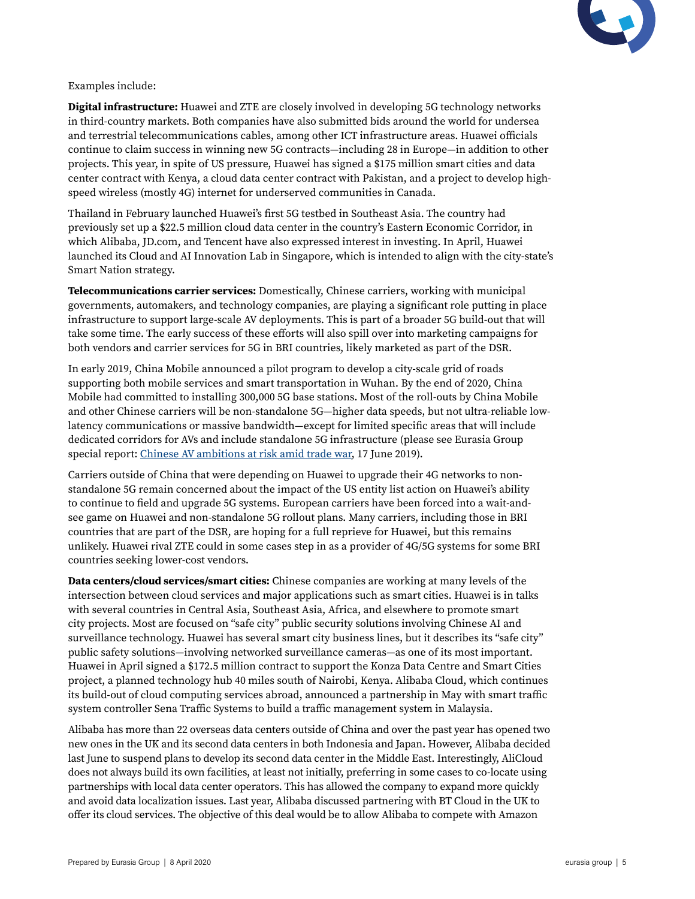Examples include:

**Digital infrastructure:** Huawei and ZTE are closely involved in developing 5G technology networks in third-country markets. Both companies have also submitted bids around the world for undersea and terrestrial telecommunications cables, among other ICT infrastructure areas. Huawei officials continue to claim success in winning new 5G contracts—including 28 in Europe—in addition to other projects. This year, in spite of US pressure, Huawei has signed a $175 million smart cities and data center contract with Kenya, a cloud data center contract with Pakistan, and a project to develop high-speed wireless (mostly 4G) internet for underserved communities in Canada.

Thailand in February launched Huawei's first 5G testbed in Southeast Asia. The country had previously set up a $22.5 million cloud data center in the country's Eastern Economic Corridor, in which Alibaba, JD.com, and Tencent have also expressed interest in investing. In April, Huawei launched its Cloud and AI Innovation Lab in Singapore, which is intended to align with the city-state's Smart Nation strategy.

**Telecommunications carrier services:** Domestically, Chinese carriers, working with municipal governments, automakers, and technology companies, are playing a significant role putting in place infrastructure to support large-scale AV deployments. This is part of a broader 5G build-out that will take some time. The early success of these efforts will also spill over into marketing campaigns for both vendors and carrier services for 5G in BRI countries, likely marketed as part of the DSR.

In early 2019, China Mobile announced a pilot program to develop a city-scale grid of roads supporting both mobile services and smart transportation in Wuhan. By the end of 2020, China Mobile had committed to installing 300,000 5G base stations. Most of the roll-outs by China Mobile and other Chinese carriers will be non-standalone 5G—higher data speeds, but not ultra-reliable low-latency communications or massive bandwidth—except for limited specific areas that will include dedicated corridors for AVs and include standalone 5G infrastructure (please see Eurasia Group special report: Chinese AV ambitions at risk amid trade war, 17 June 2019).

Carriers outside of China that were depending on Huawei to upgrade their 4G networks to non-standalone 5G remain concerned about the impact of the US entity list action on Huawei's ability to continue to field and upgrade 5G systems. European carriers have been forced into a wait-and-see game on Huawei and non-standalone 5G rollout plans. Many carriers, including those in BRI countries that are part of the DSR, are hoping for a full reprieve for Huawei, but this remains unlikely. Huawei rival ZTE could in some cases step in as a provider of 4G/5G systems for some BRI countries seeking lower-cost vendors.

**Data centers/cloud services/smart cities:** Chinese companies are working at many levels of the intersection between cloud services and major applications such as smart cities. Huawei is in talks with several countries in Central Asia, Southeast Asia, Africa, and elsewhere to promote smart city projects. Most are focused on "safe city" public security solutions involving Chinese AI and surveillance technology. Huawei has several smart city business lines, but it describes its "safe city" public safety solutions—involving networked surveillance cameras—as one of its most important. Huawei in April signed a $172.5 million contract to support the Konza Data Centre and Smart Cities project, a planned technology hub 40 miles south of Nairobi, Kenya. Alibaba Cloud, which continues its build-out of cloud computing services abroad, announced a partnership in May with smart traffic system controller Sena Traffic Systems to build a traffic management system in Malaysia.

Alibaba has more than 22 overseas data centers outside of China and over the past year has opened two new ones in the UK and its second data centers in both Indonesia and Japan. However, Alibaba decided last June to suspend plans to develop its second data center in the Middle East. Interestingly, AliCloud does not always build its own facilities, at least not initially, preferring in some cases to co-locate using partnerships with local data center operators. This has allowed the company to expand more quickly and avoid data localization issues. Last year, Alibaba discussed partnering with BT Cloud in the UK to offer its cloud services. The objective of this deal would be to allow Alibaba to compete with Amazon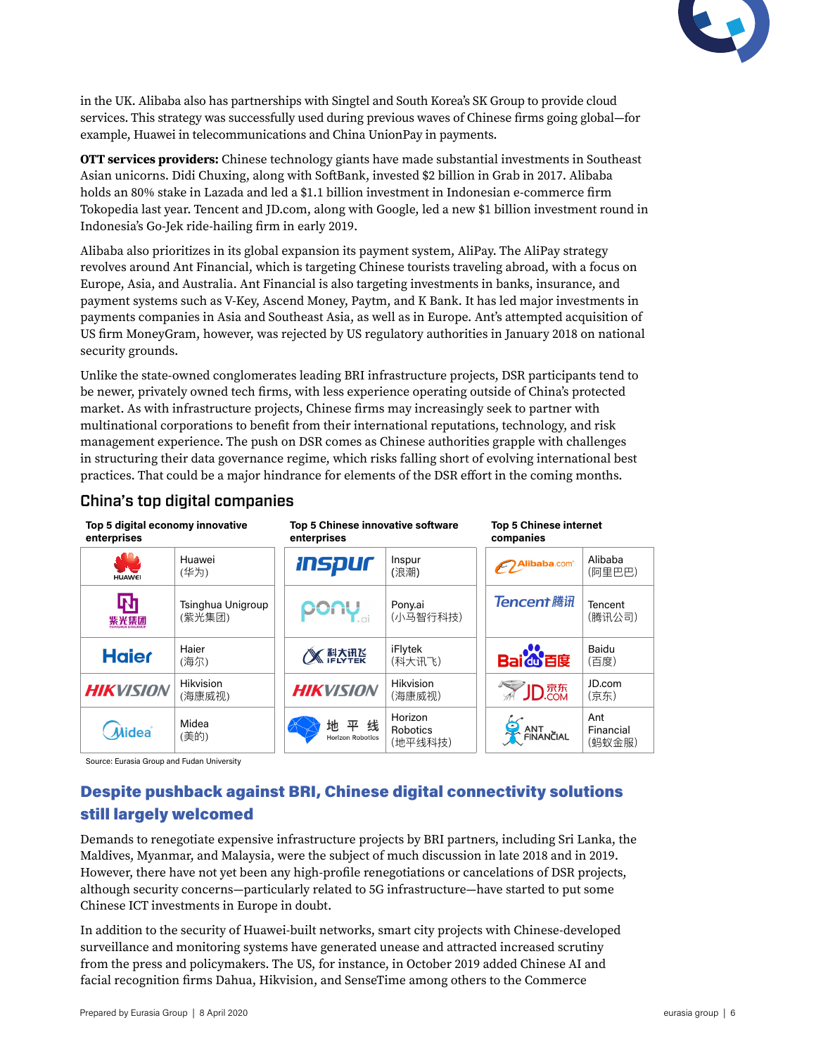in the UK. Alibaba also has partnerships with Singtel and South Korea's SK Group to provide cloud services. This strategy was successfully used during previous waves of Chinese firms going global—for example, Huawei in telecommunications and China UnionPay in payments.

**OTT services providers:** Chinese technology giants have made substantial investments in Southeast Asian unicorns. Didi Chuxing, along with SoftBank, invested $2 billion in Grab in 2017. Alibaba holds an 80% stake in Lazada and led a $1.1 billion investment in Indonesian e-commerce firm Tokopedia last year. Tencent and JD.com, along with Google, led a new $1 billion investment round in Indonesia's Go-Jek ride-hailing firm in early 2019.

Alibaba also prioritizes in its global expansion its payment system, AliPay. The AliPay strategy revolves around Ant Financial, which is targeting Chinese tourists traveling abroad, with a focus on Europe, Asia, and Australia. Ant Financial is also targeting investments in banks, insurance, and payment systems such as V-Key, Ascend Money, Paytm, and K Bank. It has led major investments in payments companies in Asia and Southeast Asia, as well as in Europe. Ant's attempted acquisition of US firm MoneyGram, however, was rejected by US regulatory authorities in January 2018 on national security grounds.

Unlike the state-owned conglomerates leading BRI infrastructure projects, DSR participants tend to be newer, privately owned tech firms, with less experience operating outside of China's protected market. As with infrastructure projects, Chinese firms may increasingly seek to partner with multinational corporations to benefit from their international reputations, technology, and risk management experience. The push on DSR comes as Chinese authorities grapple with challenges in structuring their data governance regime, which risks falling short of evolving international best practices. That could be a major hindrance for elements of the DSR effort in the coming months.

### China's top digital companies

| Top 5 digital economy innovative enterprises | Top 5 Chinese innovative software enterprises | Top 5 Chinese internet companies |
|---|---|---|
| Huawei (华为) | Inspur (浪潮) | Alibaba (阿里巴巴) |
| Tsinghua Unigroup (紫光集团) | Pony.ai (小马智行科技) | Tencent (腾讯公司) |
| Haier (海尔) | iFlytek (科大讯飞) | Baidu (百度) |
| Hikvision (海康威视) | Hikvision (海康威视) | JD.com (京东) |
| Midea (美的) | Horizon Robotics (地平线科技) | Ant Financial (蚂蚁金服) |

Source: Eurasia Group and Fudan University

## Despite pushback against BRI, Chinese digital connectivity solutions still largely welcomed

Demands to renegotiate expensive infrastructure projects by BRI partners, including Sri Lanka, the Maldives, Myanmar, and Malaysia, were the subject of much discussion in late 2018 and in 2019. However, there have not yet been any high-profile renegotiations or cancelations of DSR projects, although security concerns—particularly related to 5G infrastructure—have started to put some Chinese ICT investments in Europe in doubt.

In addition to the security of Huawei-built networks, smart city projects with Chinese-developed surveillance and monitoring systems have generated unease and attracted increased scrutiny from the press and policymakers. The US, for instance, in October 2019 added Chinese AI and facial recognition firms Dahua, Hikvision, and SenseTime among others to the Commerce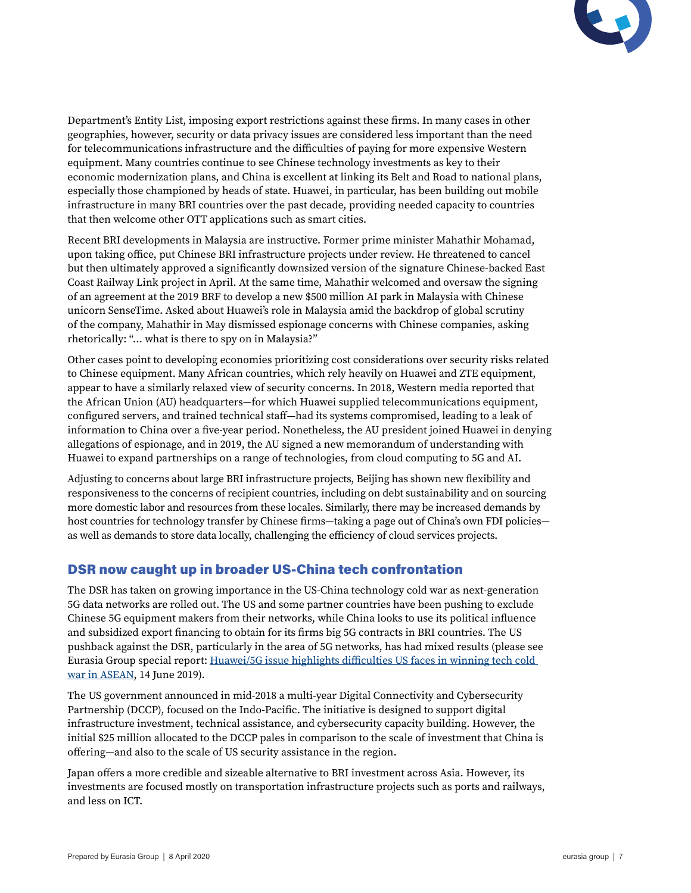Department's Entity List, imposing export restrictions against these firms. In many cases in other geographies, however, security or data privacy issues are considered less important than the need for telecommunications infrastructure and the difficulties of paying for more expensive Western equipment. Many countries continue to see Chinese technology investments as key to their economic modernization plans, and China is excellent at linking its Belt and Road to national plans, especially those championed by heads of state. Huawei, in particular, has been building out mobile infrastructure in many BRI countries over the past decade, providing needed capacity to countries that then welcome other OTT applications such as smart cities.

Recent BRI developments in Malaysia are instructive. Former prime minister Mahathir Mohamad, upon taking office, put Chinese BRI infrastructure projects under review. He threatened to cancel but then ultimately approved a significantly downsized version of the signature Chinese-backed East Coast Railway Link project in April. At the same time, Mahathir welcomed and oversaw the signing of an agreement at the 2019 BRF to develop a new $500 million AI park in Malaysia with Chinese unicorn SenseTime. Asked about Huawei's role in Malaysia amid the backdrop of global scrutiny of the company, Mahathir in May dismissed espionage concerns with Chinese companies, asking rhetorically: "... what is there to spy on in Malaysia?"

Other cases point to developing economies prioritizing cost considerations over security risks related to Chinese equipment. Many African countries, which rely heavily on Huawei and ZTE equipment, appear to have a similarly relaxed view of security concerns. In 2018, Western media reported that the African Union (AU) headquarters—for which Huawei supplied telecommunications equipment, configured servers, and trained technical staff—had its systems compromised, leading to a leak of information to China over a five-year period. Nonetheless, the AU president joined Huawei in denying allegations of espionage, and in 2019, the AU signed a new memorandum of understanding with Huawei to expand partnerships on a range of technologies, from cloud computing to 5G and AI.

Adjusting to concerns about large BRI infrastructure projects, Beijing has shown new flexibility and responsiveness to the concerns of recipient countries, including on debt sustainability and on sourcing more domestic labor and resources from these locales. Similarly, there may be increased demands by host countries for technology transfer by Chinese firms—taking a page out of China's own FDI policies—as well as demands to store data locally, challenging the efficiency of cloud services projects.

## DSR now caught up in broader US-China tech confrontation

The DSR has taken on growing importance in the US-China technology cold war as next-generation 5G data networks are rolled out. The US and some partner countries have been pushing to exclude Chinese 5G equipment makers from their networks, while China looks to use its political influence and subsidized export financing to obtain for its firms big 5G contracts in BRI countries. The US pushback against the DSR, particularly in the area of 5G networks, has had mixed results (please see Eurasia Group special report: Huawei/5G issue highlights difficulties US faces in winning tech cold war in ASEAN, 14 June 2019).

The US government announced in mid-2018 a multi-year Digital Connectivity and Cybersecurity Partnership (DCCP), focused on the Indo-Pacific. The initiative is designed to support digital infrastructure investment, technical assistance, and cybersecurity capacity building. However, the initial $25 million allocated to the DCCP pales in comparison to the scale of investment that China is offering—and also to the scale of US security assistance in the region.

Japan offers a more credible and sizeable alternative to BRI investment across Asia. However, its investments are focused mostly on transportation infrastructure projects such as ports and railways, and less on ICT.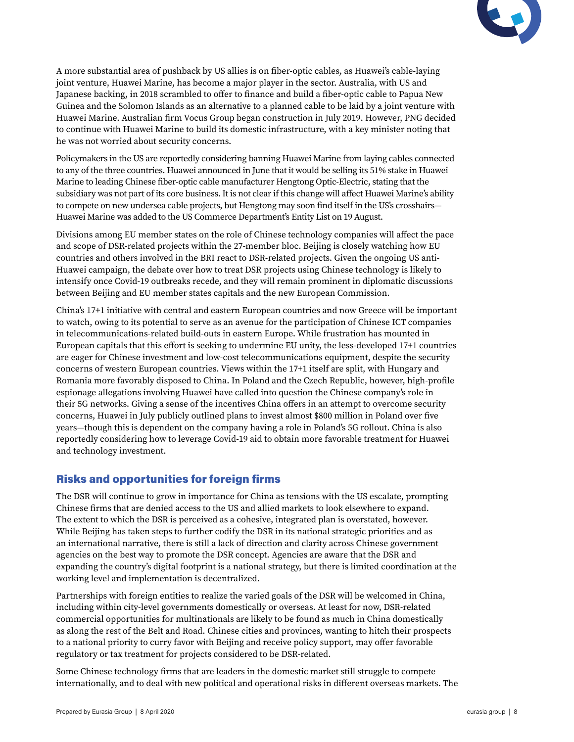A more substantial area of pushback by US allies is on fiber-optic cables, as Huawei's cable-laying joint venture, Huawei Marine, has become a major player in the sector. Australia, with US and Japanese backing, in 2018 scrambled to offer to finance and build a fiber-optic cable to Papua New Guinea and the Solomon Islands as an alternative to a planned cable to be laid by a joint venture with Huawei Marine. Australian firm Vocus Group began construction in July 2019. However, PNG decided to continue with Huawei Marine to build its domestic infrastructure, with a key minister noting that he was not worried about security concerns.

Policymakers in the US are reportedly considering banning Huawei Marine from laying cables connected to any of the three countries. Huawei announced in June that it would be selling its 51% stake in Huawei Marine to leading Chinese fiber-optic cable manufacturer Hengtong Optic-Electric, stating that the subsidiary was not part of its core business. It is not clear if this change will affect Huawei Marine's ability to compete on new undersea cable projects, but Hengtong may soon find itself in the US's crosshairs—Huawei Marine was added to the US Commerce Department's Entity List on 19 August.

Divisions among EU member states on the role of Chinese technology companies will affect the pace and scope of DSR-related projects within the 27-member bloc. Beijing is closely watching how EU countries and others involved in the BRI react to DSR-related projects. Given the ongoing US anti-Huawei campaign, the debate over how to treat DSR projects using Chinese technology is likely to intensify once Covid-19 outbreaks recede, and they will remain prominent in diplomatic discussions between Beijing and EU member states capitals and the new European Commission.

China's 17+1 initiative with central and eastern European countries and now Greece will be important to watch, owing to its potential to serve as an avenue for the participation of Chinese ICT companies in telecommunications-related build-outs in eastern Europe. While frustration has mounted in European capitals that this effort is seeking to undermine EU unity, the less-developed 17+1 countries are eager for Chinese investment and low-cost telecommunications equipment, despite the security concerns of western European countries. Views within the 17+1 itself are split, with Hungary and Romania more favorably disposed to China. In Poland and the Czech Republic, however, high-profile espionage allegations involving Huawei have called into question the Chinese company's role in their 5G networks. Giving a sense of the incentives China offers in an attempt to overcome security concerns, Huawei in July publicly outlined plans to invest almost $800 million in Poland over five years—though this is dependent on the company having a role in Poland's 5G rollout. China is also reportedly considering how to leverage Covid-19 aid to obtain more favorable treatment for Huawei and technology investment.

## Risks and opportunities for foreign firms

The DSR will continue to grow in importance for China as tensions with the US escalate, prompting Chinese firms that are denied access to the US and allied markets to look elsewhere to expand. The extent to which the DSR is perceived as a cohesive, integrated plan is overstated, however. While Beijing has taken steps to further codify the DSR in its national strategic priorities and as an international narrative, there is still a lack of direction and clarity across Chinese government agencies on the best way to promote the DSR concept. Agencies are aware that the DSR and expanding the country's digital footprint is a national strategy, but there is limited coordination at the working level and implementation is decentralized.

Partnerships with foreign entities to realize the varied goals of the DSR will be welcomed in China, including within city-level governments domestically or overseas. At least for now, DSR-related commercial opportunities for multinationals are likely to be found as much in China domestically as along the rest of the Belt and Road. Chinese cities and provinces, wanting to hitch their prospects to a national priority to curry favor with Beijing and receive policy support, may offer favorable regulatory or tax treatment for projects considered to be DSR-related.

Some Chinese technology firms that are leaders in the domestic market still struggle to compete internationally, and to deal with new political and operational risks in different overseas markets. The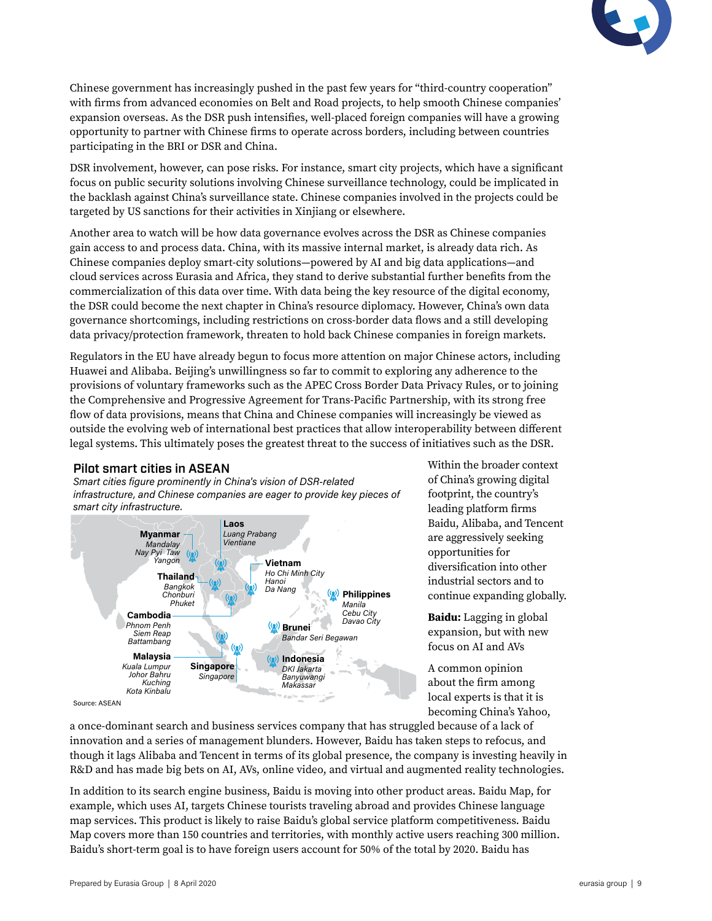Chinese government has increasingly pushed in the past few years for "third-country cooperation" with firms from advanced economies on Belt and Road projects, to help smooth Chinese companies' expansion overseas. As the DSR push intensifies, well-placed foreign companies will have a growing opportunity to partner with Chinese firms to operate across borders, including between countries participating in the BRI or DSR and China.

DSR involvement, however, can pose risks. For instance, smart city projects, which have a significant focus on public security solutions involving Chinese surveillance technology, could be implicated in the backlash against China's surveillance state. Chinese companies involved in the projects could be targeted by US sanctions for their activities in Xinjiang or elsewhere.

Another area to watch will be how data governance evolves across the DSR as Chinese companies gain access to and process data. China, with its massive internal market, is already data rich. As Chinese companies deploy smart-city solutions—powered by AI and big data applications—and cloud services across Eurasia and Africa, they stand to derive substantial further benefits from the commercialization of this data over time. With data being the key resource of the digital economy, the DSR could become the next chapter in China's resource diplomacy. However, China's own data governance shortcomings, including restrictions on cross-border data flows and a still developing data privacy/protection framework, threaten to hold back Chinese companies in foreign markets.

Regulators in the EU have already begun to focus more attention on major Chinese actors, including Huawei and Alibaba. Beijing's unwillingness so far to commit to exploring any adherence to the provisions of voluntary frameworks such as the APEC Cross Border Data Privacy Rules, or to joining the Comprehensive and Progressive Agreement for Trans-Pacific Partnership, with its strong free flow of data provisions, means that China and Chinese companies will increasingly be viewed as outside the evolving web of international best practices that allow interoperability between different legal systems. This ultimately poses the greatest threat to the success of initiatives such as the DSR.

### Pilot smart cities in ASEAN

*Smart cities figure prominently in China's vision of DSR-related infrastructure, and Chinese companies are eager to provide key pieces of smart city infrastructure.*

- **Myanmar**: *Mandalay, Nay Pyi Taw, Yangon*
- **Laos**: *Luang Prabang, Vientiane*
- **Vietnam**: *Ho Chi Minh City, Hanoi, Da Nang*
- **Thailand**: *Bangkok, Chonburi, Phuket*
- **Philippines**: *Manila, Cebu City, Davao City*
- **Cambodia**: *Phnom Penh, Siem Reap, Battambang*
- **Brunei**: *Bandar Seri Begawan*
- **Malaysia**: *Kuala Lumpur, Johor Bahru, Kuching, Kota Kinbalu*
- **Singapore**: *Singapore*
- **Indonesia**: *DKI Jakarta, Banyuwangi, Makassar*

Source: ASEAN

Within the broader context of China's growing digital footprint, the country's leading platform firms Baidu, Alibaba, and Tencent are aggressively seeking opportunities for diversification into other industrial sectors and to continue expanding globally.

**Baidu:** Lagging in global expansion, but with new focus on AI and AVs

A common opinion about the firm among local experts is that it is becoming China's Yahoo, a once-dominant search and business services company that has struggled because of a lack of innovation and a series of management blunders. However, Baidu has taken steps to refocus, and though it lags Alibaba and Tencent in terms of its global presence, the company is investing heavily in R&D and has made big bets on AI, AVs, online video, and virtual and augmented reality technologies.

In addition to its search engine business, Baidu is moving into other product areas. Baidu Map, for example, which uses AI, targets Chinese tourists traveling abroad and provides Chinese language map services. This product is likely to raise Baidu's global service platform competitiveness. Baidu Map covers more than 150 countries and territories, with monthly active users reaching 300 million. Baidu's short-term goal is to have foreign users account for 50% of the total by 2020. Baidu has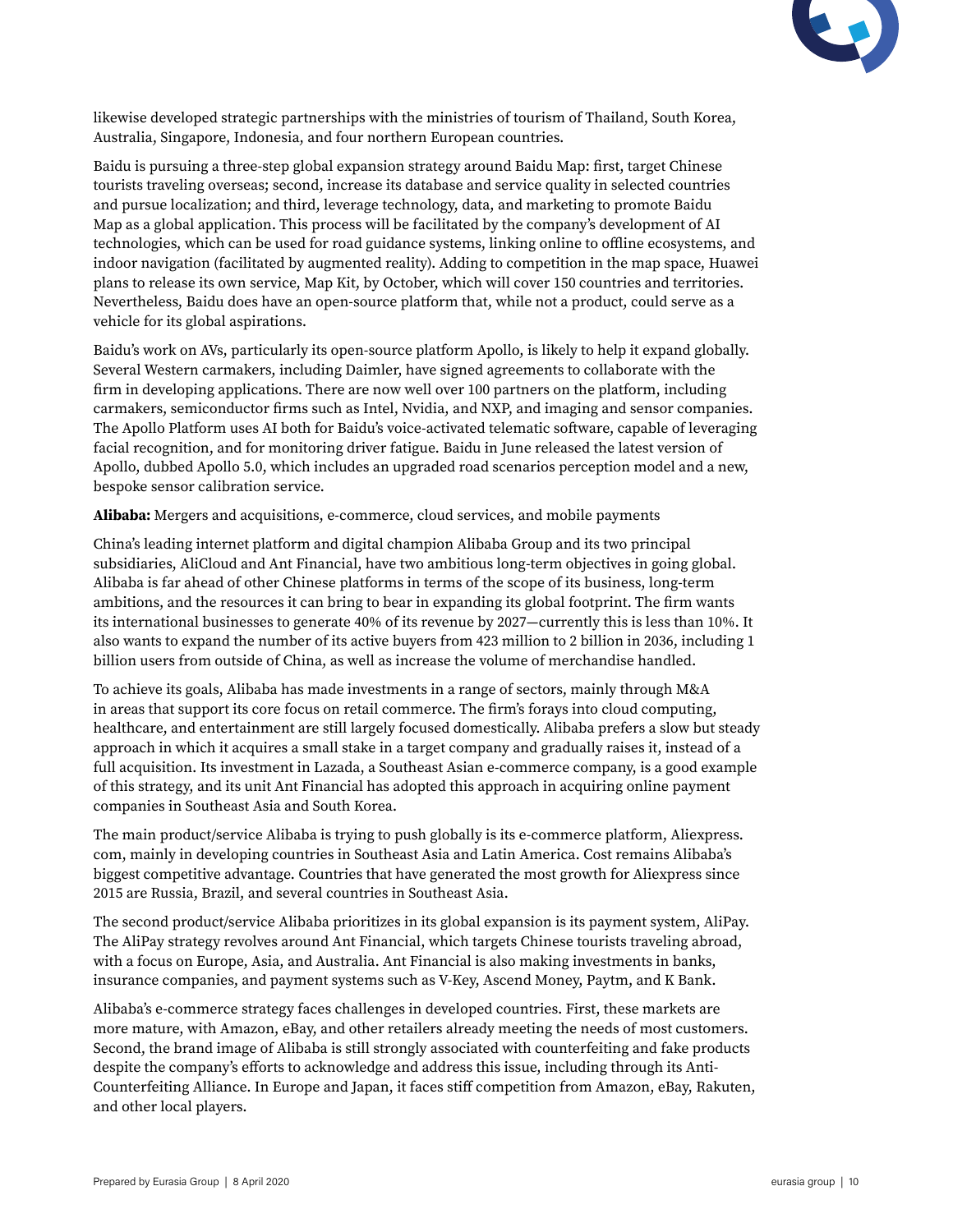likewise developed strategic partnerships with the ministries of tourism of Thailand, South Korea, Australia, Singapore, Indonesia, and four northern European countries.

Baidu is pursuing a three-step global expansion strategy around Baidu Map: first, target Chinese tourists traveling overseas; second, increase its database and service quality in selected countries and pursue localization; and third, leverage technology, data, and marketing to promote Baidu Map as a global application. This process will be facilitated by the company's development of AI technologies, which can be used for road guidance systems, linking online to offline ecosystems, and indoor navigation (facilitated by augmented reality). Adding to competition in the map space, Huawei plans to release its own service, Map Kit, by October, which will cover 150 countries and territories. Nevertheless, Baidu does have an open-source platform that, while not a product, could serve as a vehicle for its global aspirations.

Baidu's work on AVs, particularly its open-source platform Apollo, is likely to help it expand globally. Several Western carmakers, including Daimler, have signed agreements to collaborate with the firm in developing applications. There are now well over 100 partners on the platform, including carmakers, semiconductor firms such as Intel, Nvidia, and NXP, and imaging and sensor companies. The Apollo Platform uses AI both for Baidu's voice-activated telematic software, capable of leveraging facial recognition, and for monitoring driver fatigue. Baidu in June released the latest version of Apollo, dubbed Apollo 5.0, which includes an upgraded road scenarios perception model and a new, bespoke sensor calibration service.

**Alibaba:** Mergers and acquisitions, e-commerce, cloud services, and mobile payments

China's leading internet platform and digital champion Alibaba Group and its two principal subsidiaries, AliCloud and Ant Financial, have two ambitious long-term objectives in going global. Alibaba is far ahead of other Chinese platforms in terms of the scope of its business, long-term ambitions, and the resources it can bring to bear in expanding its global footprint. The firm wants its international businesses to generate 40% of its revenue by 2027—currently this is less than 10%. It also wants to expand the number of its active buyers from 423 million to 2 billion in 2036, including 1 billion users from outside of China, as well as increase the volume of merchandise handled.

To achieve its goals, Alibaba has made investments in a range of sectors, mainly through M&A in areas that support its core focus on retail commerce. The firm's forays into cloud computing, healthcare, and entertainment are still largely focused domestically. Alibaba prefers a slow but steady approach in which it acquires a small stake in a target company and gradually raises it, instead of a full acquisition. Its investment in Lazada, a Southeast Asian e-commerce company, is a good example of this strategy, and its unit Ant Financial has adopted this approach in acquiring online payment companies in Southeast Asia and South Korea.

The main product/service Alibaba is trying to push globally is its e-commerce platform, Aliexpress.com, mainly in developing countries in Southeast Asia and Latin America. Cost remains Alibaba's biggest competitive advantage. Countries that have generated the most growth for Aliexpress since 2015 are Russia, Brazil, and several countries in Southeast Asia.

The second product/service Alibaba prioritizes in its global expansion is its payment system, AliPay. The AliPay strategy revolves around Ant Financial, which targets Chinese tourists traveling abroad, with a focus on Europe, Asia, and Australia. Ant Financial is also making investments in banks, insurance companies, and payment systems such as V-Key, Ascend Money, Paytm, and K Bank.

Alibaba's e-commerce strategy faces challenges in developed countries. First, these markets are more mature, with Amazon, eBay, and other retailers already meeting the needs of most customers. Second, the brand image of Alibaba is still strongly associated with counterfeiting and fake products despite the company's efforts to acknowledge and address this issue, including through its Anti-Counterfeiting Alliance. In Europe and Japan, it faces stiff competition from Amazon, eBay, Rakuten, and other local players.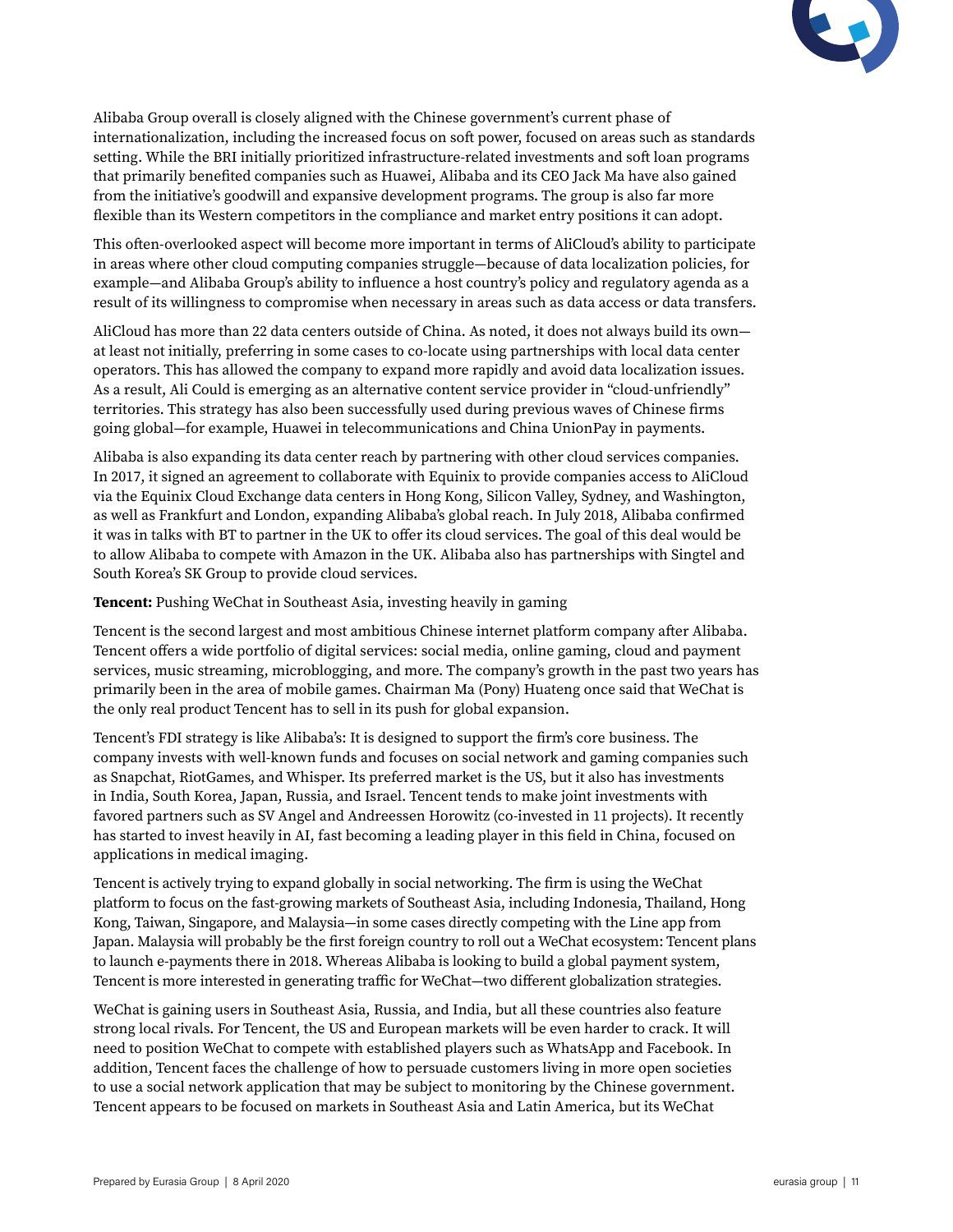Alibaba Group overall is closely aligned with the Chinese government's current phase of internationalization, including the increased focus on soft power, focused on areas such as standards setting. While the BRI initially prioritized infrastructure-related investments and soft loan programs that primarily benefited companies such as Huawei, Alibaba and its CEO Jack Ma have also gained from the initiative's goodwill and expansive development programs. The group is also far more flexible than its Western competitors in the compliance and market entry positions it can adopt.

This often-overlooked aspect will become more important in terms of AliCloud's ability to participate in areas where other cloud computing companies struggle—because of data localization policies, for example—and Alibaba Group's ability to influence a host country's policy and regulatory agenda as a result of its willingness to compromise when necessary in areas such as data access or data transfers.

AliCloud has more than 22 data centers outside of China. As noted, it does not always build its own—at least not initially, preferring in some cases to co-locate using partnerships with local data center operators. This has allowed the company to expand more rapidly and avoid data localization issues. As a result, Ali Could is emerging as an alternative content service provider in "cloud-unfriendly" territories. This strategy has also been successfully used during previous waves of Chinese firms going global—for example, Huawei in telecommunications and China UnionPay in payments.

Alibaba is also expanding its data center reach by partnering with other cloud services companies. In 2017, it signed an agreement to collaborate with Equinix to provide companies access to AliCloud via the Equinix Cloud Exchange data centers in Hong Kong, Silicon Valley, Sydney, and Washington, as well as Frankfurt and London, expanding Alibaba's global reach. In July 2018, Alibaba confirmed it was in talks with BT to partner in the UK to offer its cloud services. The goal of this deal would be to allow Alibaba to compete with Amazon in the UK. Alibaba also has partnerships with Singtel and South Korea's SK Group to provide cloud services.

**Tencent:** Pushing WeChat in Southeast Asia, investing heavily in gaming

Tencent is the second largest and most ambitious Chinese internet platform company after Alibaba. Tencent offers a wide portfolio of digital services: social media, online gaming, cloud and payment services, music streaming, microblogging, and more. The company's growth in the past two years has primarily been in the area of mobile games. Chairman Ma (Pony) Huateng once said that WeChat is the only real product Tencent has to sell in its push for global expansion.

Tencent's FDI strategy is like Alibaba's: It is designed to support the firm's core business. The company invests with well-known funds and focuses on social network and gaming companies such as Snapchat, RiotGames, and Whisper. Its preferred market is the US, but it also has investments in India, South Korea, Japan, Russia, and Israel. Tencent tends to make joint investments with favored partners such as SV Angel and Andreessen Horowitz (co-invested in 11 projects). It recently has started to invest heavily in AI, fast becoming a leading player in this field in China, focused on applications in medical imaging.

Tencent is actively trying to expand globally in social networking. The firm is using the WeChat platform to focus on the fast-growing markets of Southeast Asia, including Indonesia, Thailand, Hong Kong, Taiwan, Singapore, and Malaysia—in some cases directly competing with the Line app from Japan. Malaysia will probably be the first foreign country to roll out a WeChat ecosystem: Tencent plans to launch e-payments there in 2018. Whereas Alibaba is looking to build a global payment system, Tencent is more interested in generating traffic for WeChat—two different globalization strategies.

WeChat is gaining users in Southeast Asia, Russia, and India, but all these countries also feature strong local rivals. For Tencent, the US and European markets will be even harder to crack. It will need to position WeChat to compete with established players such as WhatsApp and Facebook. In addition, Tencent faces the challenge of how to persuade customers living in more open societies to use a social network application that may be subject to monitoring by the Chinese government. Tencent appears to be focused on markets in Southeast Asia and Latin America, but its WeChat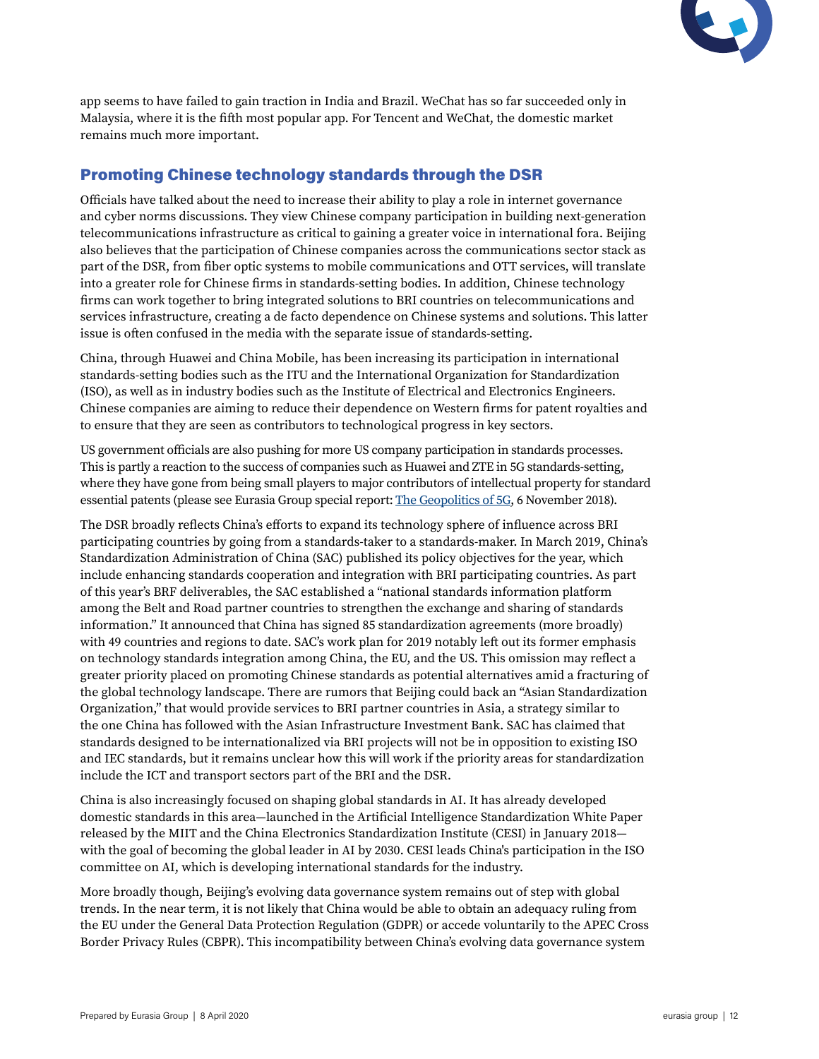app seems to have failed to gain traction in India and Brazil. WeChat has so far succeeded only in Malaysia, where it is the fifth most popular app. For Tencent and WeChat, the domestic market remains much more important.

## Promoting Chinese technology standards through the DSR

Officials have talked about the need to increase their ability to play a role in internet governance and cyber norms discussions. They view Chinese company participation in building next-generation telecommunications infrastructure as critical to gaining a greater voice in international fora. Beijing also believes that the participation of Chinese companies across the communications sector stack as part of the DSR, from fiber optic systems to mobile communications and OTT services, will translate into a greater role for Chinese firms in standards-setting bodies. In addition, Chinese technology firms can work together to bring integrated solutions to BRI countries on telecommunications and services infrastructure, creating a de facto dependence on Chinese systems and solutions. This latter issue is often confused in the media with the separate issue of standards-setting.

China, through Huawei and China Mobile, has been increasing its participation in international standards-setting bodies such as the ITU and the International Organization for Standardization (ISO), as well as in industry bodies such as the Institute of Electrical and Electronics Engineers. Chinese companies are aiming to reduce their dependence on Western firms for patent royalties and to ensure that they are seen as contributors to technological progress in key sectors.

US government officials are also pushing for more US company participation in standards processes. This is partly a reaction to the success of companies such as Huawei and ZTE in 5G standards-setting, where they have gone from being small players to major contributors of intellectual property for standard essential patents (please see Eurasia Group special report: [The Geopolitics of 5G](), 6 November 2018).

The DSR broadly reflects China's efforts to expand its technology sphere of influence across BRI participating countries by going from a standards-taker to a standards-maker. In March 2019, China's Standardization Administration of China (SAC) published its policy objectives for the year, which include enhancing standards cooperation and integration with BRI participating countries. As part of this year's BRF deliverables, the SAC established a "national standards information platform among the Belt and Road partner countries to strengthen the exchange and sharing of standards information." It announced that China has signed 85 standardization agreements (more broadly) with 49 countries and regions to date. SAC's work plan for 2019 notably left out its former emphasis on technology standards integration among China, the EU, and the US. This omission may reflect a greater priority placed on promoting Chinese standards as potential alternatives amid a fracturing of the global technology landscape. There are rumors that Beijing could back an "Asian Standardization Organization," that would provide services to BRI partner countries in Asia, a strategy similar to the one China has followed with the Asian Infrastructure Investment Bank. SAC has claimed that standards designed to be internationalized via BRI projects will not be in opposition to existing ISO and IEC standards, but it remains unclear how this will work if the priority areas for standardization include the ICT and transport sectors part of the BRI and the DSR.

China is also increasingly focused on shaping global standards in AI. It has already developed domestic standards in this area—launched in the Artificial Intelligence Standardization White Paper released by the MIIT and the China Electronics Standardization Institute (CESI) in January 2018—with the goal of becoming the global leader in AI by 2030. CESI leads China's participation in the ISO committee on AI, which is developing international standards for the industry.

More broadly though, Beijing's evolving data governance system remains out of step with global trends. In the near term, it is not likely that China would be able to obtain an adequacy ruling from the EU under the General Data Protection Regulation (GDPR) or accede voluntarily to the APEC Cross Border Privacy Rules (CBPR). This incompatibility between China's evolving data governance system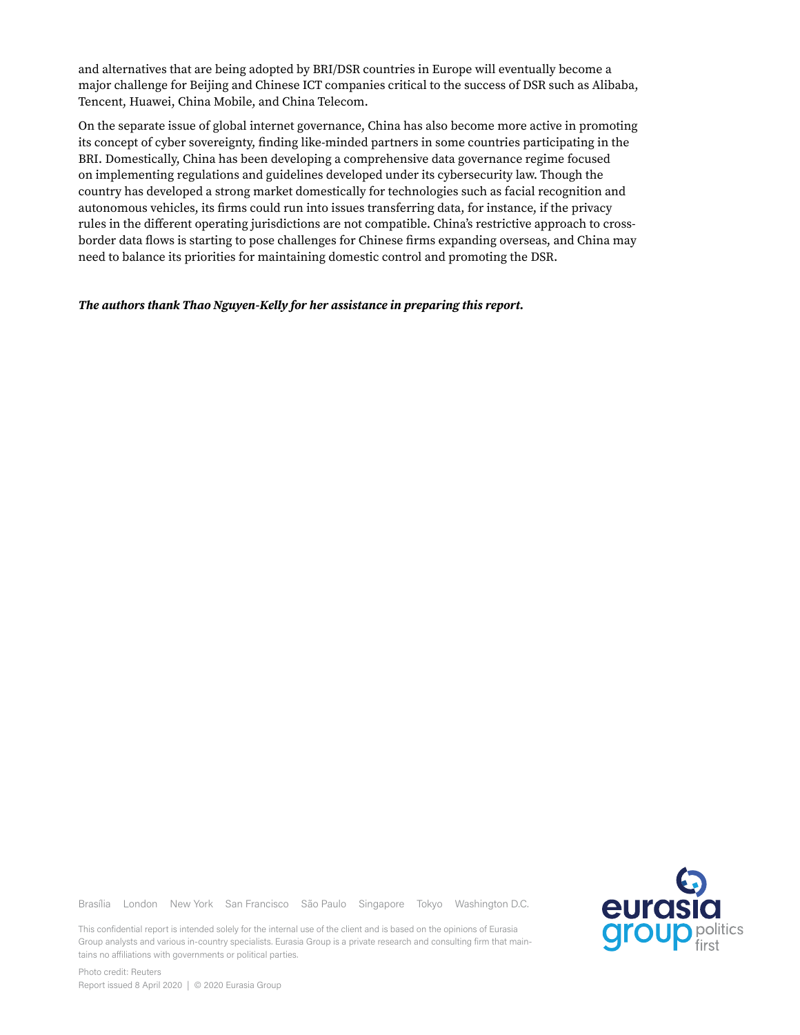and alternatives that are being adopted by BRI/DSR countries in Europe will eventually become a major challenge for Beijing and Chinese ICT companies critical to the success of DSR such as Alibaba, Tencent, Huawei, China Mobile, and China Telecom.

On the separate issue of global internet governance, China has also become more active in promoting its concept of cyber sovereignty, finding like-minded partners in some countries participating in the BRI. Domestically, China has been developing a comprehensive data governance regime focused on implementing regulations and guidelines developed under its cybersecurity law. Though the country has developed a strong market domestically for technologies such as facial recognition and autonomous vehicles, its firms could run into issues transferring data, for instance, if the privacy rules in the different operating jurisdictions are not compatible. China's restrictive approach to cross-border data flows is starting to pose challenges for Chinese firms expanding overseas, and China may need to balance its priorities for maintaining domestic control and promoting the DSR.

***The authors thank Thao Nguyen-Kelly for her assistance in preparing this report.***

Brasília London New York San Francisco São Paulo Singapore Tokyo Washington D.C.

This confidential report is intended solely for the internal use of the client and is based on the opinions of Eurasia Group analysts and various in-country specialists. Eurasia Group is a private research and consulting firm that maintains no affiliations with governments or political parties.

Photo credit: Reuters
Report issued 8 April 2020 | © 2020 Eurasia Group

eurasia group politics first